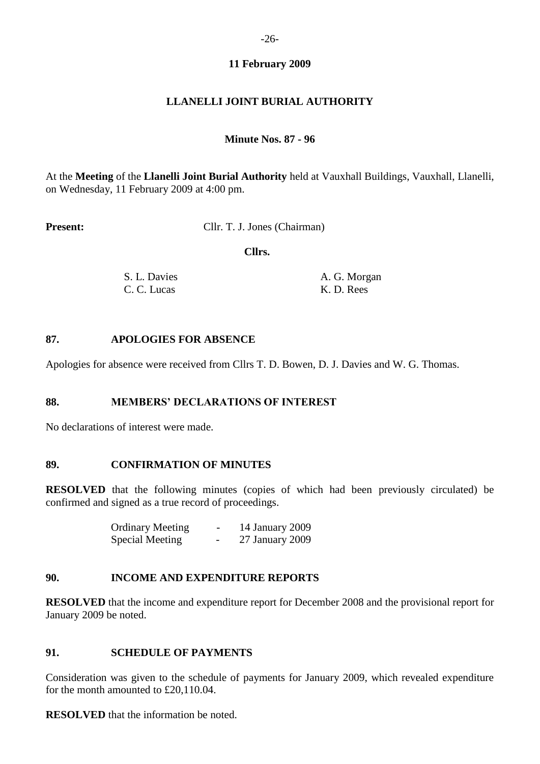**11 February 2009**

# LLANELLI JOINT BURIAL AUTHORITY

**Minute Nos. 87 - 96**

At the **Meeting** of the **Llanelli Joint Burial Authority** held at Vauxhall Buildings, Vauxhall, Llanelli, on Wednesday, 11 February 2009 at 4:00 pm.

**Present:** Cllr. T. J. Jones (Chairman)

**Cllrs.**

| | |
|---|---|
| S. L. Davies | A. G. Morgan |
| C. C. Lucas | K. D. Rees |

## 87. APOLOGIES FOR ABSENCE

Apologies for absence were received from Cllrs T. D. Bowen, D. J. Davies and W. G. Thomas.

## 88. MEMBERS' DECLARATIONS OF INTEREST

No declarations of interest were made.

## 89. CONFIRMATION OF MINUTES

**RESOLVED** that the following minutes (copies of which had been previously circulated) be confirmed and signed as a true record of proceedings.

| | | |
|---|---|---|
| Ordinary Meeting | - | 14 January 2009 |
| Special Meeting | - | 27 January 2009 |

## 90. INCOME AND EXPENDITURE REPORTS

**RESOLVED** that the income and expenditure report for December 2008 and the provisional report for January 2009 be noted.

## 91. SCHEDULE OF PAYMENTS

Consideration was given to the schedule of payments for January 2009, which revealed expenditure for the month amounted to £20,110.04.

**RESOLVED** that the information be noted.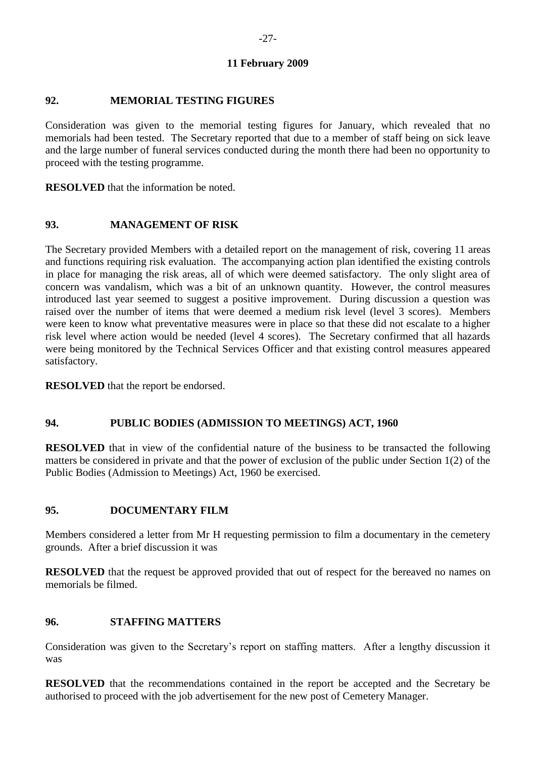**11 February 2009**

## 92. MEMORIAL TESTING FIGURES

Consideration was given to the memorial testing figures for January, which revealed that no memorials had been tested. The Secretary reported that due to a member of staff being on sick leave and the large number of funeral services conducted during the month there had been no opportunity to proceed with the testing programme.

**RESOLVED** that the information be noted.

## 93. MANAGEMENT OF RISK

The Secretary provided Members with a detailed report on the management of risk, covering 11 areas and functions requiring risk evaluation. The accompanying action plan identified the existing controls in place for managing the risk areas, all of which were deemed satisfactory. The only slight area of concern was vandalism, which was a bit of an unknown quantity. However, the control measures introduced last year seemed to suggest a positive improvement. During discussion a question was raised over the number of items that were deemed a medium risk level (level 3 scores). Members were keen to know what preventative measures were in place so that these did not escalate to a higher risk level where action would be needed (level 4 scores). The Secretary confirmed that all hazards were being monitored by the Technical Services Officer and that existing control measures appeared satisfactory.

**RESOLVED** that the report be endorsed.

## 94. PUBLIC BODIES (ADMISSION TO MEETINGS) ACT, 1960

**RESOLVED** that in view of the confidential nature of the business to be transacted the following matters be considered in private and that the power of exclusion of the public under Section 1(2) of the Public Bodies (Admission to Meetings) Act, 1960 be exercised.

## 95. DOCUMENTARY FILM

Members considered a letter from Mr H requesting permission to film a documentary in the cemetery grounds. After a brief discussion it was

**RESOLVED** that the request be approved provided that out of respect for the bereaved no names on memorials be filmed.

## 96. STAFFING MATTERS

Consideration was given to the Secretary's report on staffing matters. After a lengthy discussion it was

**RESOLVED** that the recommendations contained in the report be accepted and the Secretary be authorised to proceed with the job advertisement for the new post of Cemetery Manager.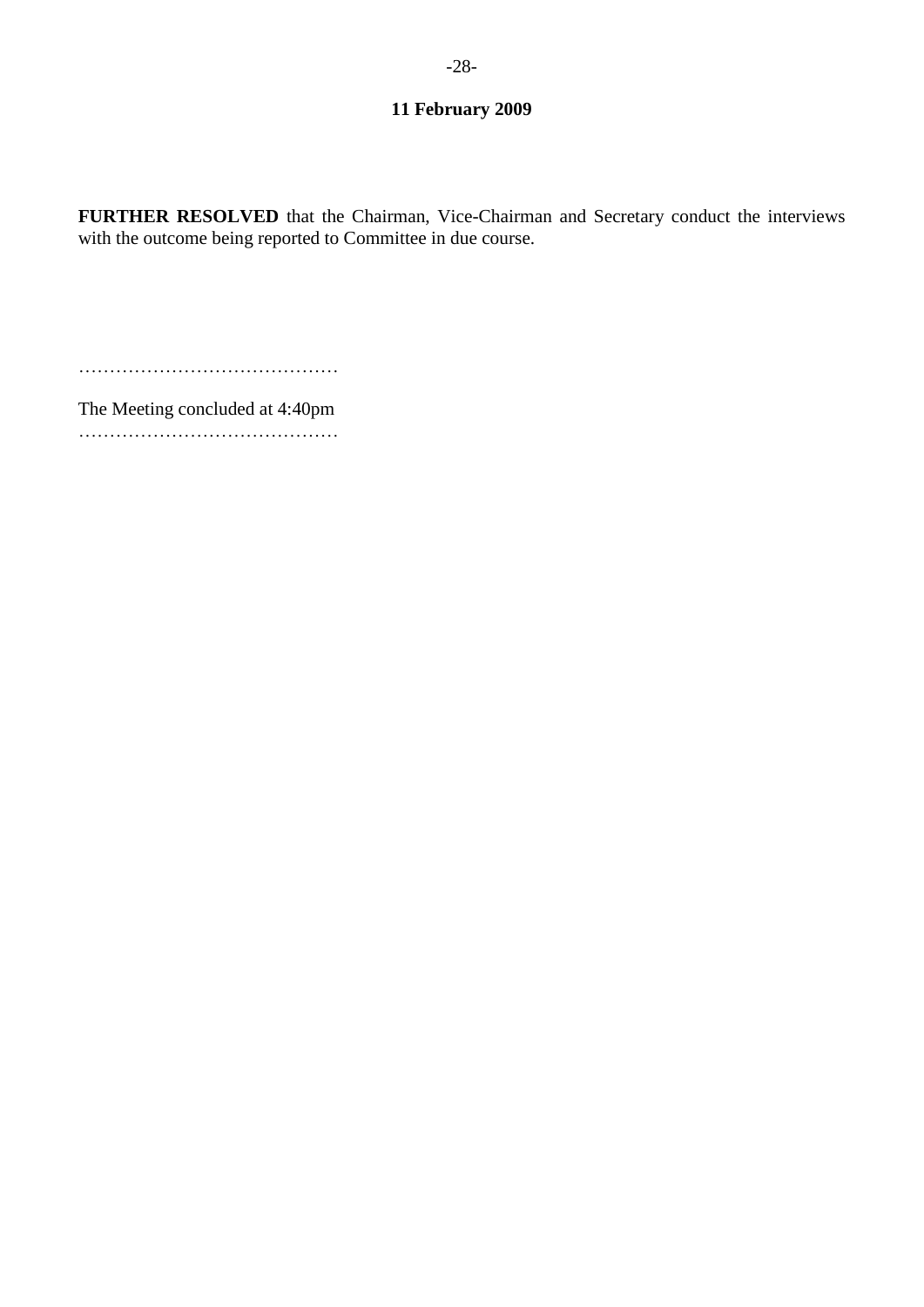**11 February 2009**

**FURTHER RESOLVED** that the Chairman, Vice-Chairman and Secretary conduct the interviews with the outcome being reported to Committee in due course.

……………………………………

The Meeting concluded at 4:40pm

……………………………………